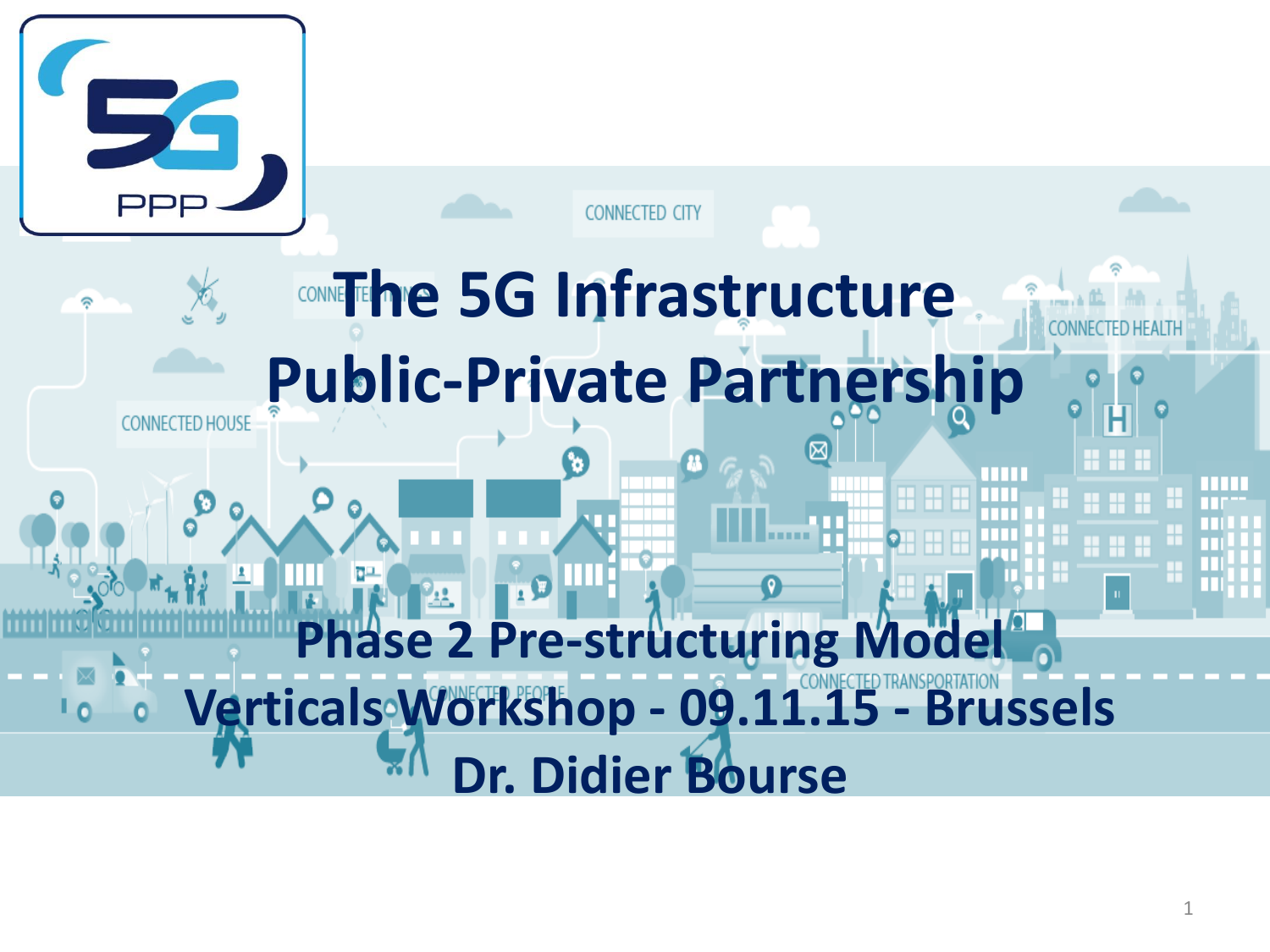# The 5G Infrastructure Public-Private Partnership

## Phase 2 Pre-structuring Model

## Verticals Workshop - 09.11.15 - Brussels

## Dr. Didier Bourse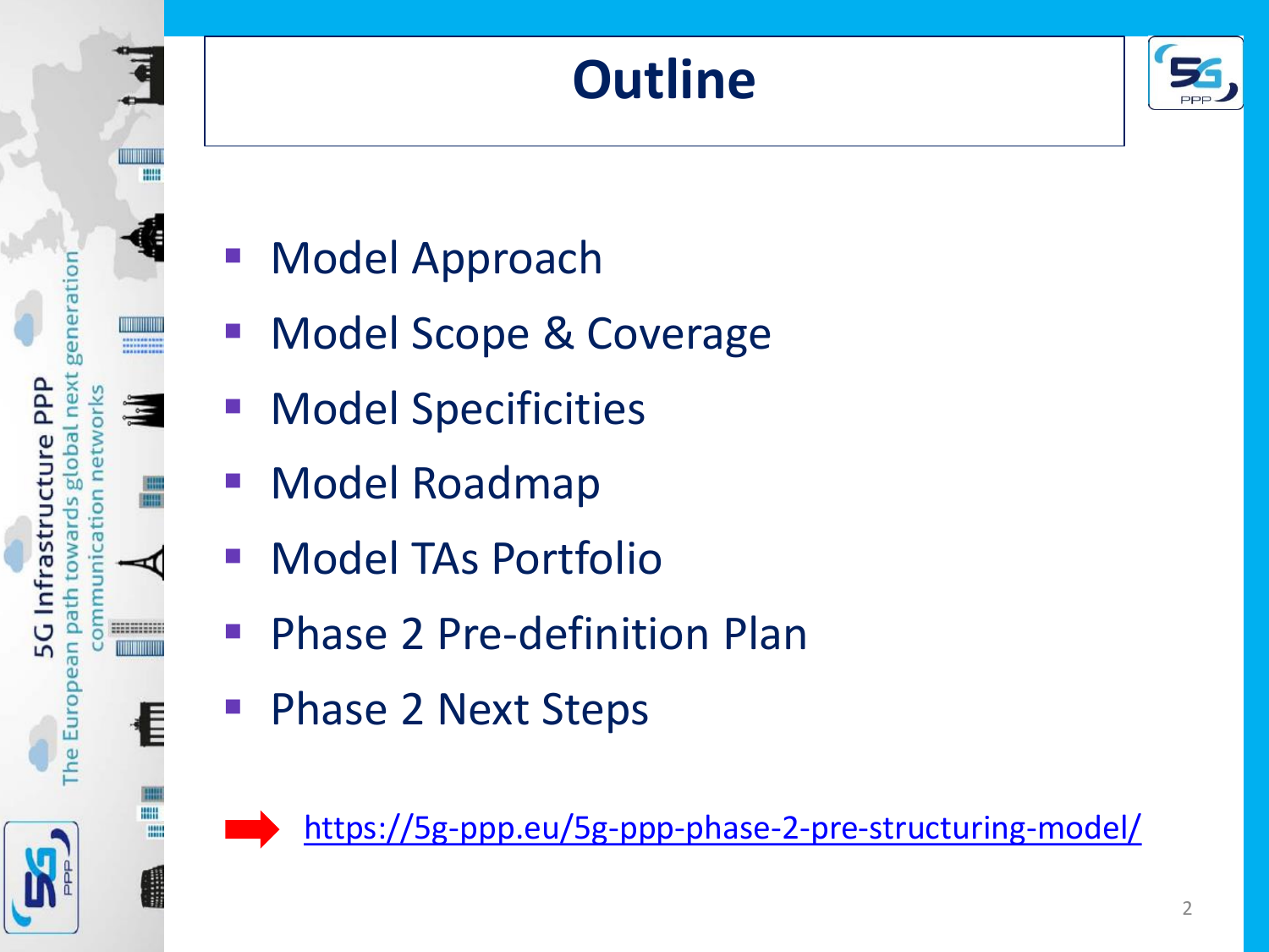# Outline

- Model Approach
- Model Scope & Coverage
- Model Specificities
- Model Roadmap
- Model TAs Portfolio
- Phase 2 Pre-definition Plan
- Phase 2 Next Steps

➡ https://5g-ppp.eu/5g-ppp-phase-2-pre-structuring-model/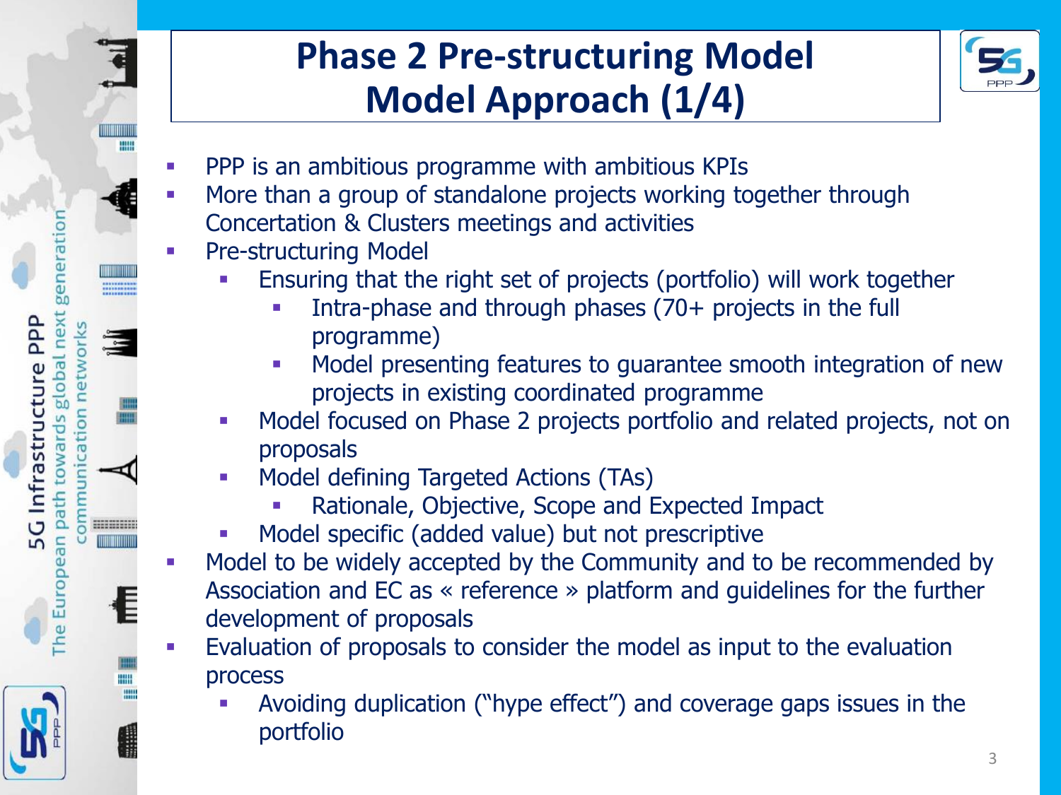# Phase 2 Pre-structuring Model Model Approach (1/4)

- PPP is an ambitious programme with ambitious KPIs
- More than a group of standalone projects working together through Concertation & Clusters meetings and activities
- Pre-structuring Model
  - Ensuring that the right set of projects (portfolio) will work together
    - Intra-phase and through phases (70+ projects in the full programme)
    - Model presenting features to guarantee smooth integration of new projects in existing coordinated programme
  - Model focused on Phase 2 projects portfolio and related projects, not on proposals
  - Model defining Targeted Actions (TAs)
    - Rationale, Objective, Scope and Expected Impact
  - Model specific (added value) but not prescriptive
- Model to be widely accepted by the Community and to be recommended by Association and EC as « reference » platform and guidelines for the further development of proposals
- Evaluation of proposals to consider the model as input to the evaluation process
  - Avoiding duplication ("hype effect") and coverage gaps issues in the portfolio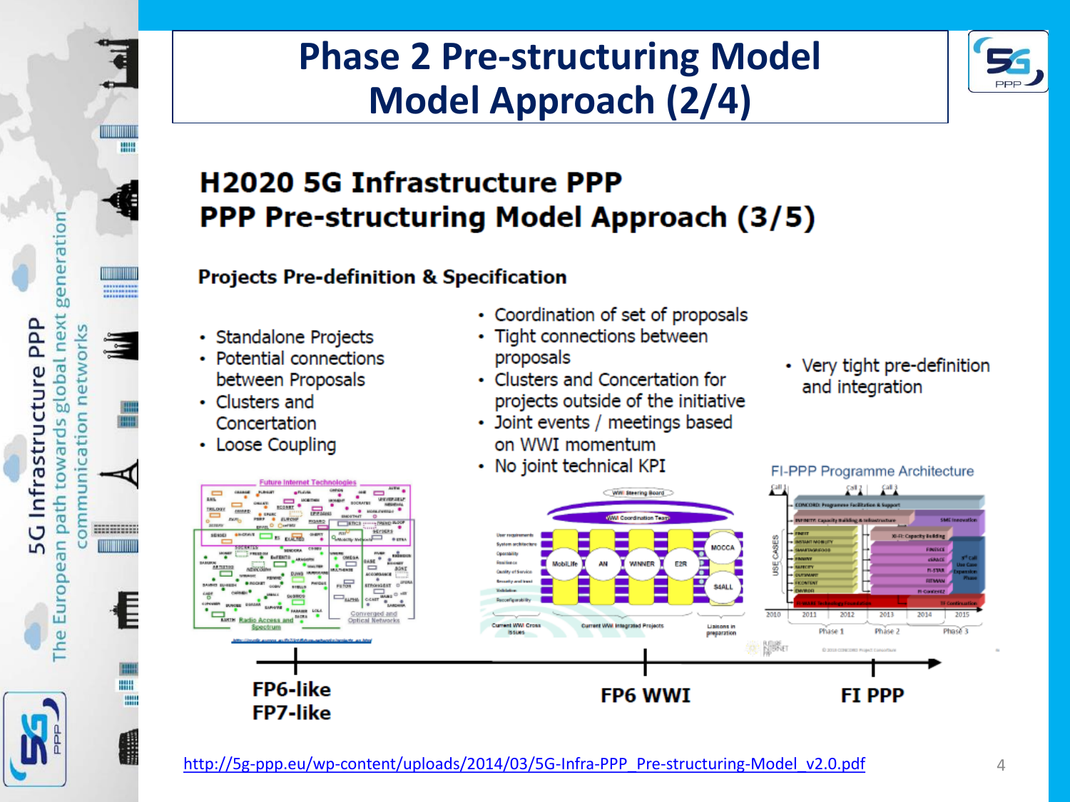# Phase 2 Pre-structuring Model Model Approach (2/4)

## H2020 5G Infrastructure PPP
## PPP Pre-structuring Model Approach (3/5)

### Projects Pre-definition & Specification

- Standalone Projects
- Potential connections between Proposals
- Clusters and Concertation
- Loose Coupling

- Coordination of set of proposals
- Tight connections between proposals
- Clusters and Concertation for projects outside of the initiative
- Joint events / meetings based on WWI momentum
- No joint technical KPI

- Very tight pre-definition and integration

FI-PPP Programme Architecture

FP6-like
FP7-like

FP6 WWI

FI PPP

http://5g-ppp.eu/wp-content/uploads/2014/03/5G-Infra-PPP_Pre-structuring-Model_v2.0.pdf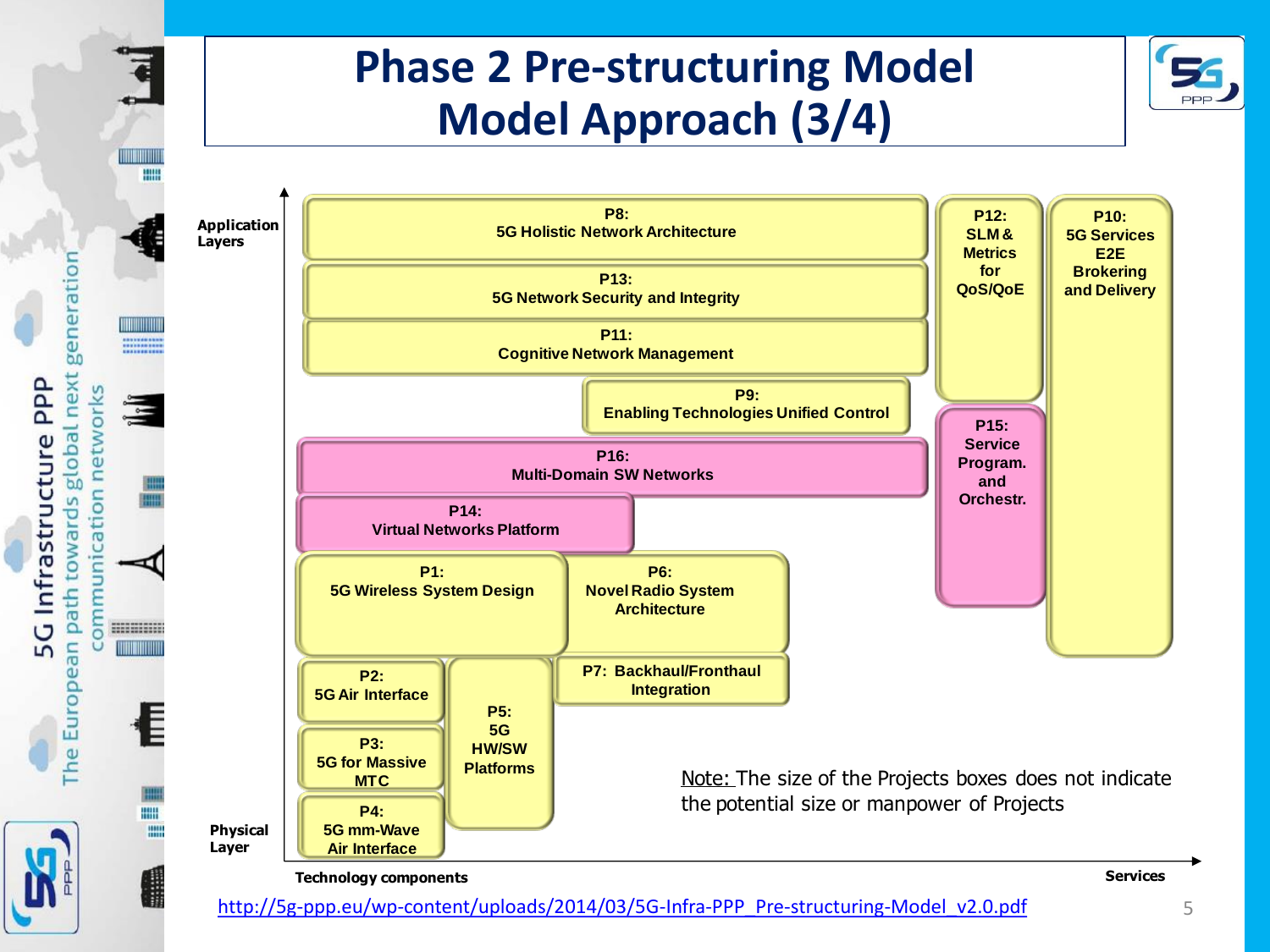# Phase 2 Pre-structuring Model
# Model Approach (3/4)

Application Layers

- **P8:** 5G Holistic Network Architecture
- **P13:** 5G Network Security and Integrity
- **P11:** Cognitive Network Management
- **P9:** Enabling Technologies Unified Control
- **P16:** Multi-Domain SW Networks
- **P14:** Virtual Networks Platform
- **P1:** 5G Wireless System Design
- **P6:** Novel Radio System Architecture
- **P7:** Backhaul/Fronthaul Integration
- **P2:** 5G Air Interface
- **P3:** 5G for Massive MTC
- **P4:** 5G mm-Wave Air Interface
- **P5:** 5G HW/SW Platforms
- **P12:** SLM & Metrics for QoS/QoE
- **P15:** Service Program. and Orchestr.
- **P10:** 5G Services E2E Brokering and Delivery

Physical Layer

Technology components — Services

Note: The size of the Projects boxes does not indicate the potential size or manpower of Projects

http://5g-ppp.eu/wp-content/uploads/2014/03/5G-Infra-PPP_Pre-structuring-Model_v2.0.pdf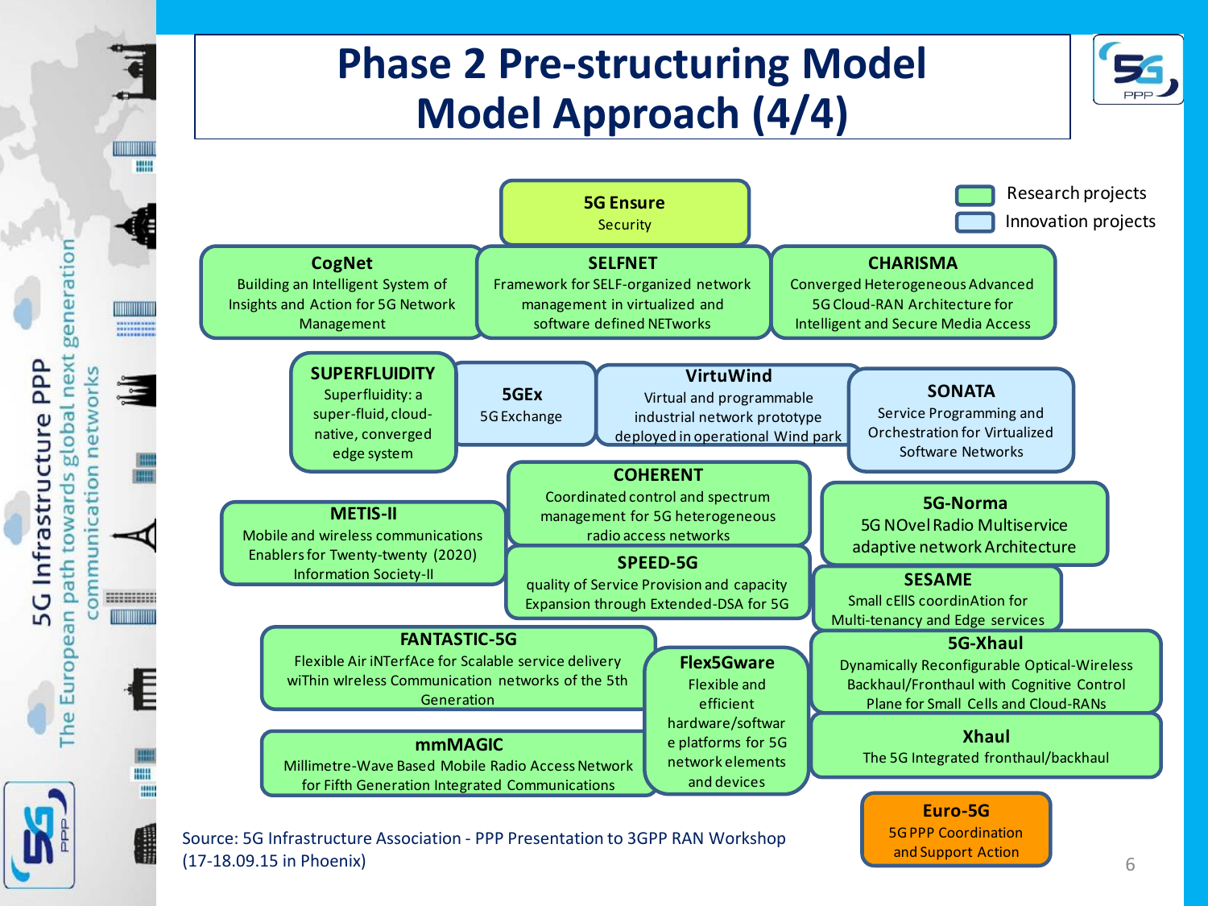# Phase 2 Pre-structuring Model Model Approach (4/4)

- Research projects
- Innovation projects

**5G Ensure**
Security

**CogNet**
Building an Intelligent System of Insights and Action for 5G Network Management

**SELFNET**
Framework for SELF-organized network management in virtualized and software defined NETworks

**CHARISMA**
Converged Heterogeneous Advanced 5G Cloud-RAN Architecture for Intelligent and Secure Media Access

**SUPERFLUIDITY**
Superfluidity: a super-fluid, cloud-native, converged edge system

**5GEx**
5G Exchange

**VirtuWind**
Virtual and programmable industrial network prototype deployed in operational Wind park

**SONATA**
Service Programming and Orchestration for Virtualized Software Networks

**COHERENT**
Coordinated control and spectrum management for 5G heterogeneous radio access networks

**METIS-II**
Mobile and wireless communications Enablers for Twenty-twenty (2020) Information Society-II

**5G-Norma**
5G NOvel Radio Multiservice adaptive network Architecture

**SPEED-5G**
quality of Service Provision and capacity Expansion through Extended-DSA for 5G

**SESAME**
Small cElIS coordinAtion for Multi-tenancy and Edge services

**FANTASTIC-5G**
Flexible Air iNTerfAce for Scalable service delivery wiThin wIreless Communication networks of the 5th Generation

**Flex5Gware**
Flexible and efficient hardware/software platforms for 5G network elements and devices

**5G-Xhaul**
Dynamically Reconfigurable Optical-Wireless Backhaul/Fronthaul with Cognitive Control Plane for Small Cells and Cloud-RANs

**mmMAGIC**
Millimetre-Wave Based Mobile Radio Access Network for Fifth Generation Integrated Communications

**Xhaul**
The 5G Integrated fronthaul/backhaul

**Euro-5G**
5G PPP Coordination and Support Action

Source: 5G Infrastructure Association - PPP Presentation to 3GPP RAN Workshop (17-18.09.15 in Phoenix)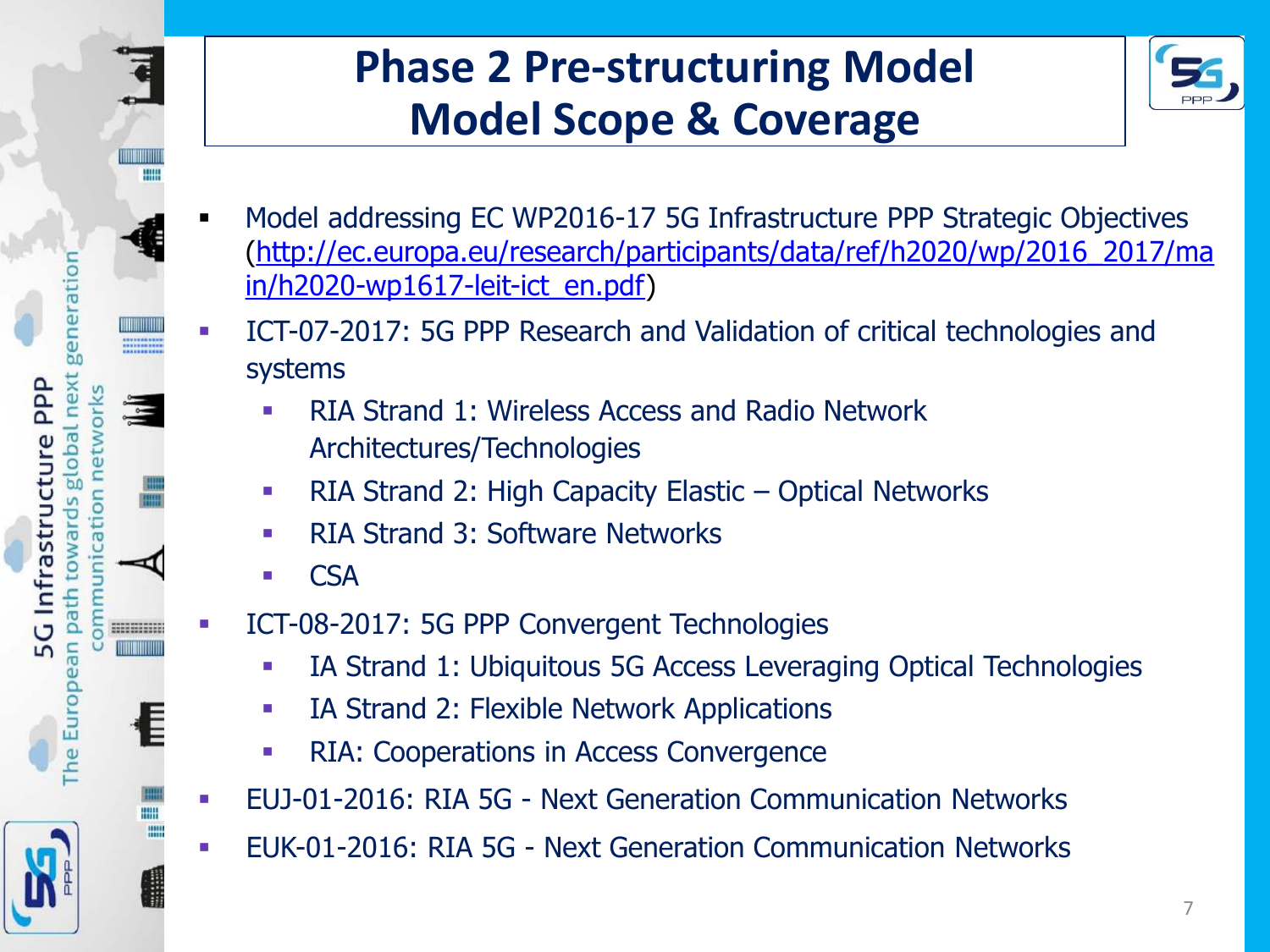# Phase 2 Pre-structuring Model
# Model Scope & Coverage

- Model addressing EC WP2016-17 5G Infrastructure PPP Strategic Objectives (http://ec.europa.eu/research/participants/data/ref/h2020/wp/2016_2017/main/h2020-wp1617-leit-ict_en.pdf)
- ICT-07-2017: 5G PPP Research and Validation of critical technologies and systems
  - RIA Strand 1: Wireless Access and Radio Network Architectures/Technologies
  - RIA Strand 2: High Capacity Elastic – Optical Networks
  - RIA Strand 3: Software Networks
  - CSA
- ICT-08-2017: 5G PPP Convergent Technologies
  - IA Strand 1: Ubiquitous 5G Access Leveraging Optical Technologies
  - IA Strand 2: Flexible Network Applications
  - RIA: Cooperations in Access Convergence
- EUJ-01-2016: RIA 5G - Next Generation Communication Networks
- EUK-01-2016: RIA 5G - Next Generation Communication Networks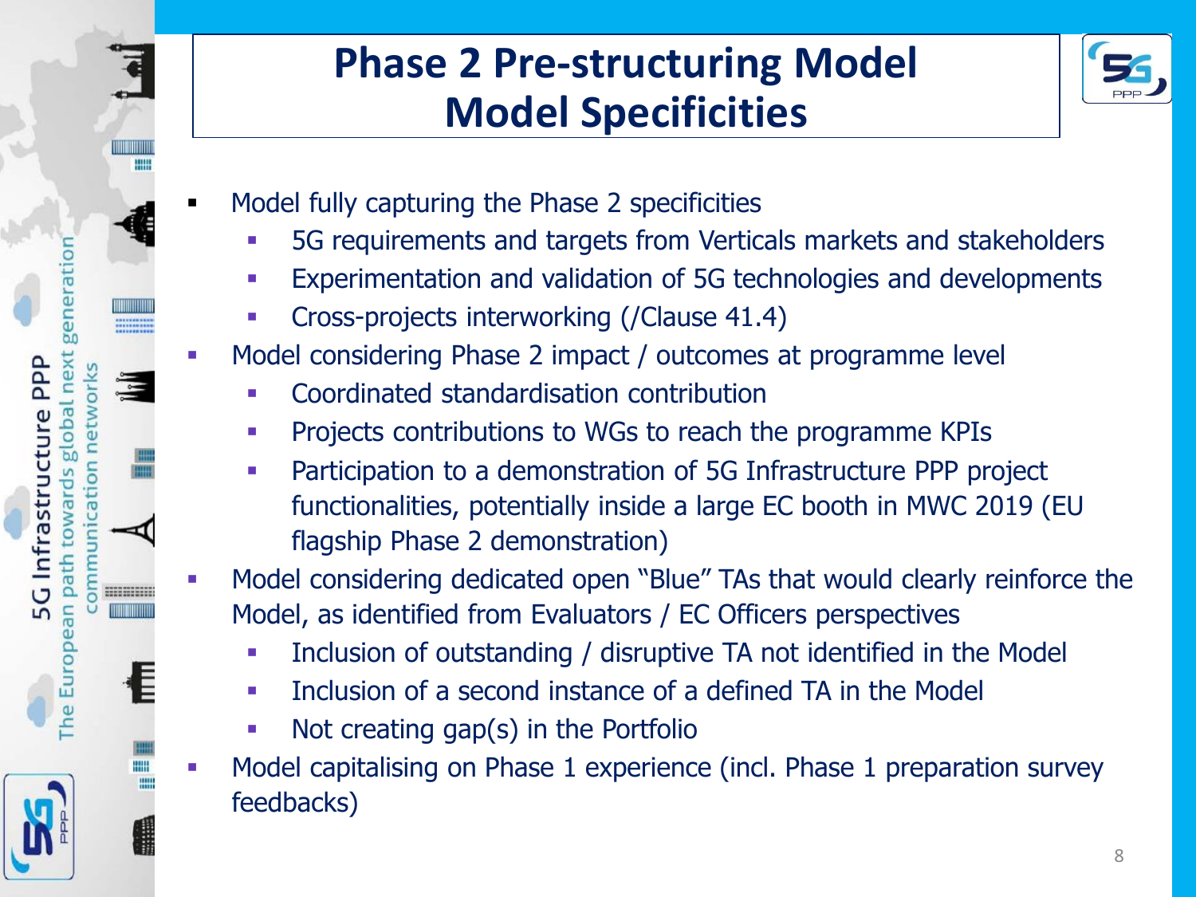# Phase 2 Pre-structuring Model
# Model Specificities

- Model fully capturing the Phase 2 specificities
  - 5G requirements and targets from Verticals markets and stakeholders
  - Experimentation and validation of 5G technologies and developments
  - Cross-projects interworking (/Clause 41.4)
- Model considering Phase 2 impact / outcomes at programme level
  - Coordinated standardisation contribution
  - Projects contributions to WGs to reach the programme KPIs
  - Participation to a demonstration of 5G Infrastructure PPP project functionalities, potentially inside a large EC booth in MWC 2019 (EU flagship Phase 2 demonstration)
- Model considering dedicated open "Blue" TAs that would clearly reinforce the Model, as identified from Evaluators / EC Officers perspectives
  - Inclusion of outstanding / disruptive TA not identified in the Model
  - Inclusion of a second instance of a defined TA in the Model
  - Not creating gap(s) in the Portfolio
- Model capitalising on Phase 1 experience (incl. Phase 1 preparation survey feedbacks)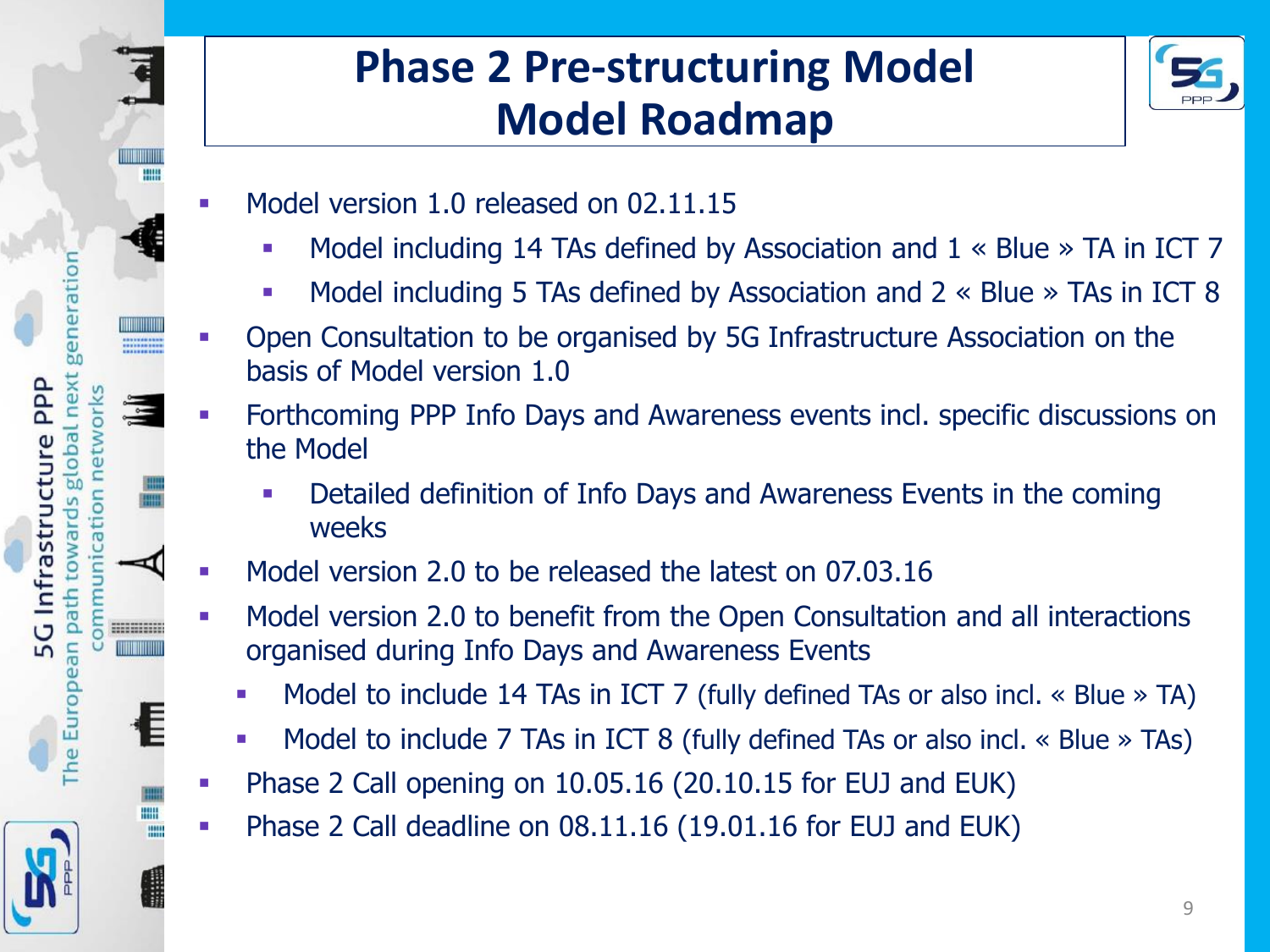# Phase 2 Pre-structuring Model
# Model Roadmap

- Model version 1.0 released on 02.11.15
  - Model including 14 TAs defined by Association and 1 « Blue » TA in ICT 7
  - Model including 5 TAs defined by Association and 2 « Blue » TAs in ICT 8
- Open Consultation to be organised by 5G Infrastructure Association on the basis of Model version 1.0
- Forthcoming PPP Info Days and Awareness events incl. specific discussions on the Model
  - Detailed definition of Info Days and Awareness Events in the coming weeks
- Model version 2.0 to be released the latest on 07.03.16
- Model version 2.0 to benefit from the Open Consultation and all interactions organised during Info Days and Awareness Events
  - Model to include 14 TAs in ICT 7 (fully defined TAs or also incl. « Blue » TA)
  - Model to include 7 TAs in ICT 8 (fully defined TAs or also incl. « Blue » TAs)
- Phase 2 Call opening on 10.05.16 (20.10.15 for EUJ and EUK)
- Phase 2 Call deadline on 08.11.16 (19.01.16 for EUJ and EUK)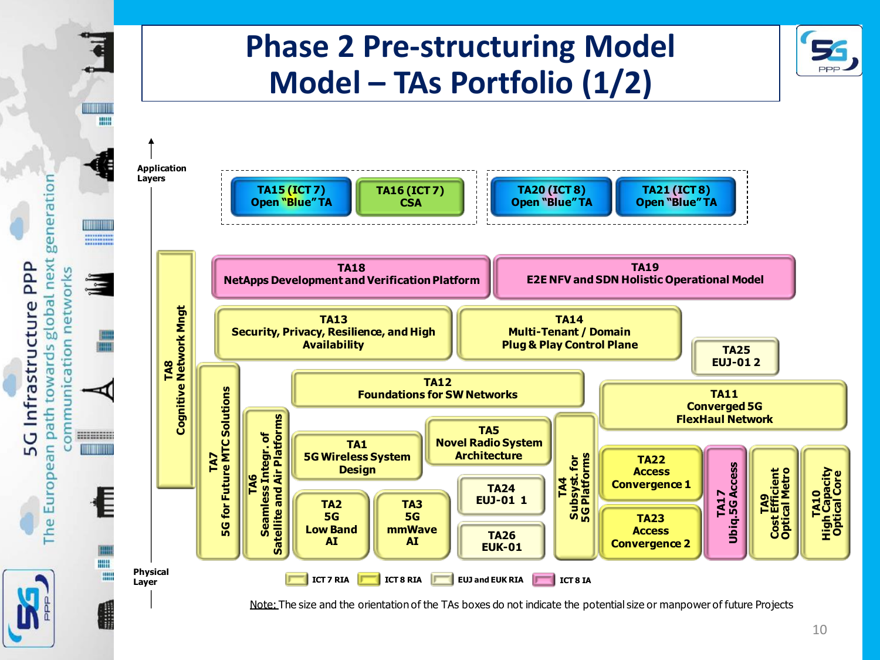# Phase 2 Pre-structuring Model
# Model – TAs Portfolio (1/2)

Application Layers

- TA15 (ICT 7) Open "Blue" TA
- TA16 (ICT 7) CSA
- TA20 (ICT 8) Open "Blue" TA
- TA21 (ICT 8) Open "Blue" TA

- TA18 NetApps Development and Verification Platform
- TA19 E2E NFV and SDN Holistic Operational Model
- TA8 Cognitive Network Mngt
- TA13 Security, Privacy, Resilience, and High Availability
- TA14 Multi-Tenant / Domain Plug & Play Control Plane
- TA25 EUJ-01 2
- TA7 5G for Future MTC Solutions
- TA12 Foundations for SW Networks
- TA11 Converged 5G FlexHaul Network
- TA6 Seamless Integr. of Satellite and Air Platforms
- TA1 5G Wireless System Design
- TA5 Novel Radio System Architecture
- TA4 Subsyst. for 5G Platforms
- TA24 EUJ-01 1
- TA22 Access Convergence 1
- TA17 Ubiq.5G Access
- TA9 Cost Efficient Optical Metro
- TA10 High Capacity Optical Core
- TA2 5G Low Band AI
- TA3 5G mmWave AI
- TA26 EUK-01
- TA23 Access Convergence 2

Physical Layer

Legend: ICT 7 RIA | ICT 8 RIA | EUJ and EUK RIA | ICT 8 IA

Note: The size and the orientation of the TAs boxes do not indicate the potential size or manpower of future Projects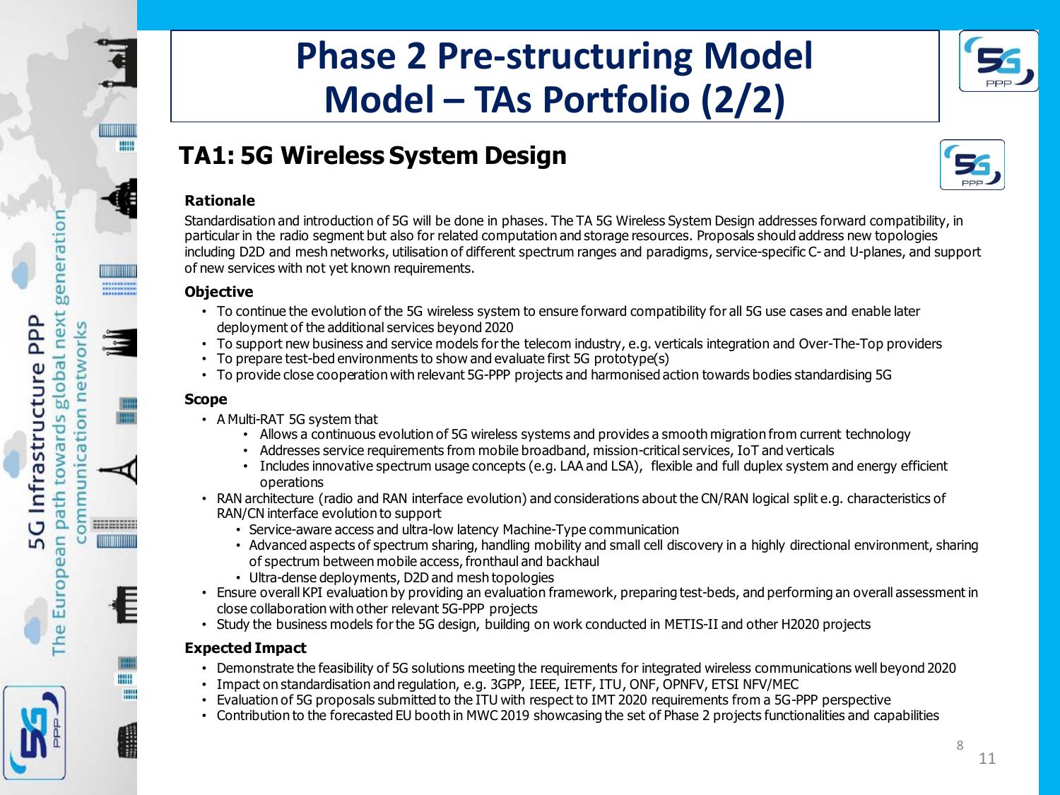# Phase 2 Pre-structuring Model Model – TAs Portfolio (2/2)

## TA1: 5G Wireless System Design

### Rationale

Standardisation and introduction of 5G will be done in phases. The TA 5G Wireless System Design addresses forward compatibility, in particular in the radio segment but also for related computation and storage resources. Proposals should address new topologies including D2D and mesh networks, utilisation of different spectrum ranges and paradigms, service-specific C- and U-planes, and support of new services with not yet known requirements.

### Objective

- To continue the evolution of the 5G wireless system to ensure forward compatibility for all 5G use cases and enable later deployment of the additional services beyond 2020
- To support new business and service models for the telecom industry, e.g. verticals integration and Over-The-Top providers
- To prepare test-bed environments to show and evaluate first 5G prototype(s)
- To provide close cooperation with relevant 5G-PPP projects and harmonised action towards bodies standardising 5G

### Scope

- A Multi-RAT 5G system that
  - Allows a continuous evolution of 5G wireless systems and provides a smooth migration from current technology
  - Addresses service requirements from mobile broadband, mission-critical services, IoT and verticals
  - Includes innovative spectrum usage concepts (e.g. LAA and LSA), flexible and full duplex system and energy efficient operations
- RAN architecture (radio and RAN interface evolution) and considerations about the CN/RAN logical split e.g. characteristics of RAN/CN interface evolution to support
  - Service-aware access and ultra-low latency Machine-Type communication
  - Advanced aspects of spectrum sharing, handling mobility and small cell discovery in a highly directional environment, sharing of spectrum between mobile access, fronthaul and backhaul
  - Ultra-dense deployments, D2D and mesh topologies
- Ensure overall KPI evaluation by providing an evaluation framework, preparing test-beds, and performing an overall assessment in close collaboration with other relevant 5G-PPP projects
- Study the business models for the 5G design, building on work conducted in METIS-II and other H2020 projects

### Expected Impact

- Demonstrate the feasibility of 5G solutions meeting the requirements for integrated wireless communications well beyond 2020
- Impact on standardisation and regulation, e.g. 3GPP, IEEE, IETF, ITU, ONF, OPNFV, ETSI NFV/MEC
- Evaluation of 5G proposals submitted to the ITU with respect to IMT 2020 requirements from a 5G-PPP perspective
- Contribution to the forecasted EU booth in MWC 2019 showcasing the set of Phase 2 projects functionalities and capabilities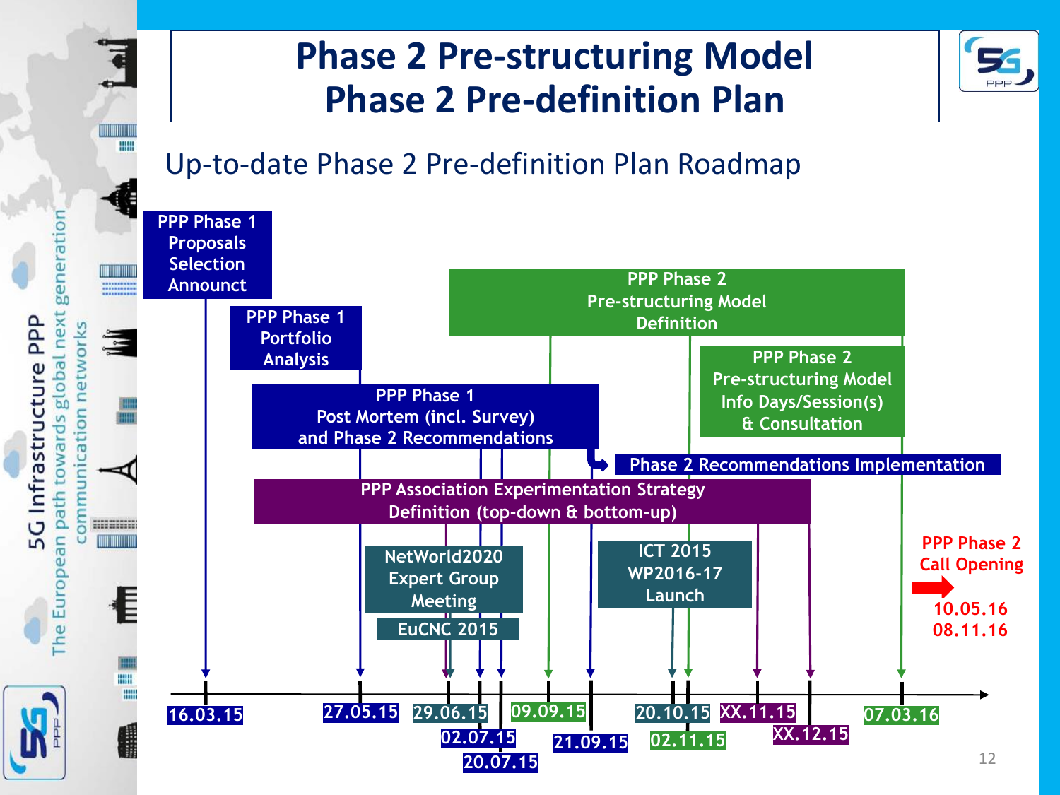# Phase 2 Pre-structuring Model
# Phase 2 Pre-definition Plan

## Up-to-date Phase 2 Pre-definition Plan Roadmap

- PPP Phase 1 Proposals Selection Announct
- PPP Phase 1 Portfolio Analysis
- PPP Phase 1 Post Mortem (incl. Survey) and Phase 2 Recommendations
- PPP Phase 2 Pre-structuring Model Definition
- PPP Phase 2 Pre-structuring Model Info Days/Session(s) & Consultation
- Phase 2 Recommendations Implementation
- PPP Association Experimentation Strategy Definition (top-down & bottom-up)
- NetWorld2020 Expert Group Meeting
- EuCNC 2015
- ICT 2015 WP2016-17 Launch

**PPP Phase 2 Call Opening**
10.05.16
08.11.16

Timeline dates: 16.03.15, 27.05.15, 29.06.15, 02.07.15, 20.07.15, 09.09.15, 21.09.15, 20.10.15, 02.11.15, XX.11.15, XX.12.15, 07.03.16

5G Infrastructure PPP
The European path towards global next generation communication networks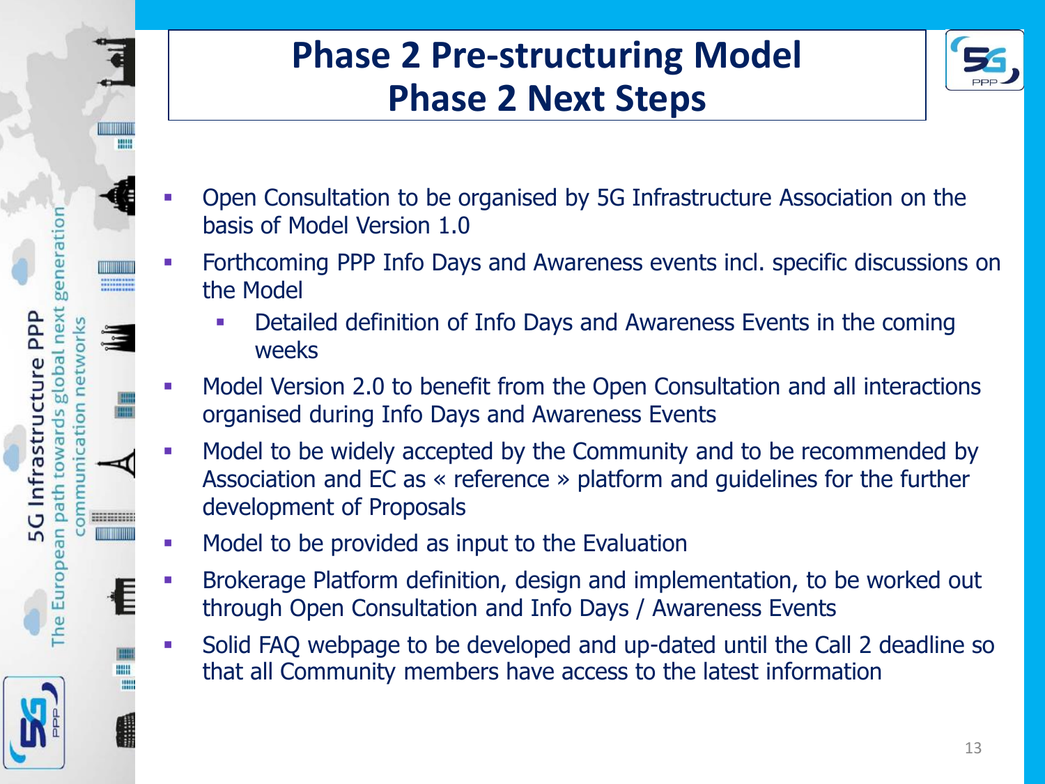# Phase 2 Pre-structuring Model
# Phase 2 Next Steps

- Open Consultation to be organised by 5G Infrastructure Association on the basis of Model Version 1.0
- Forthcoming PPP Info Days and Awareness events incl. specific discussions on the Model
  - Detailed definition of Info Days and Awareness Events in the coming weeks
- Model Version 2.0 to benefit from the Open Consultation and all interactions organised during Info Days and Awareness Events
- Model to be widely accepted by the Community and to be recommended by Association and EC as « reference » platform and guidelines for the further development of Proposals
- Model to be provided as input to the Evaluation
- Brokerage Platform definition, design and implementation, to be worked out through Open Consultation and Info Days / Awareness Events
- Solid FAQ webpage to be developed and up-dated until the Call 2 deadline so that all Community members have access to the latest information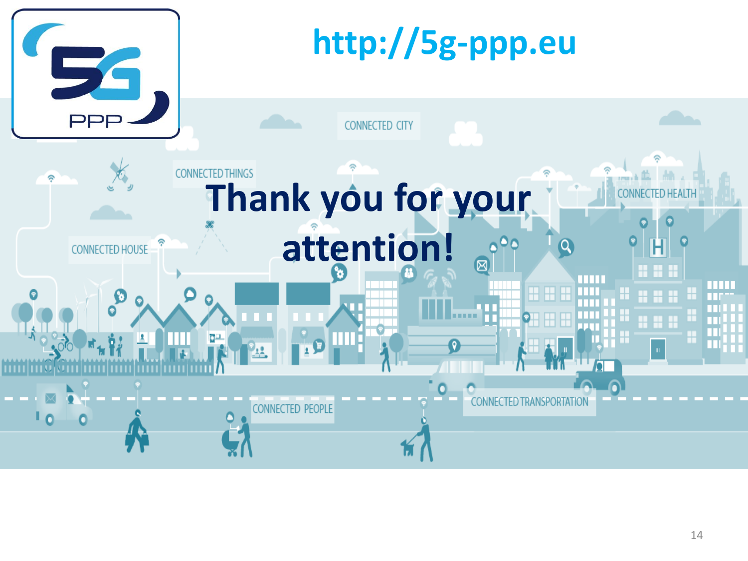http://5g-ppp.eu

# Thank you for your attention!

CONNECTED CITY

CONNECTED THINGS

CONNECTED HEALTH

CONNECTED HOUSE

CONNECTED PEOPLE

CONNECTED TRANSPORTATION